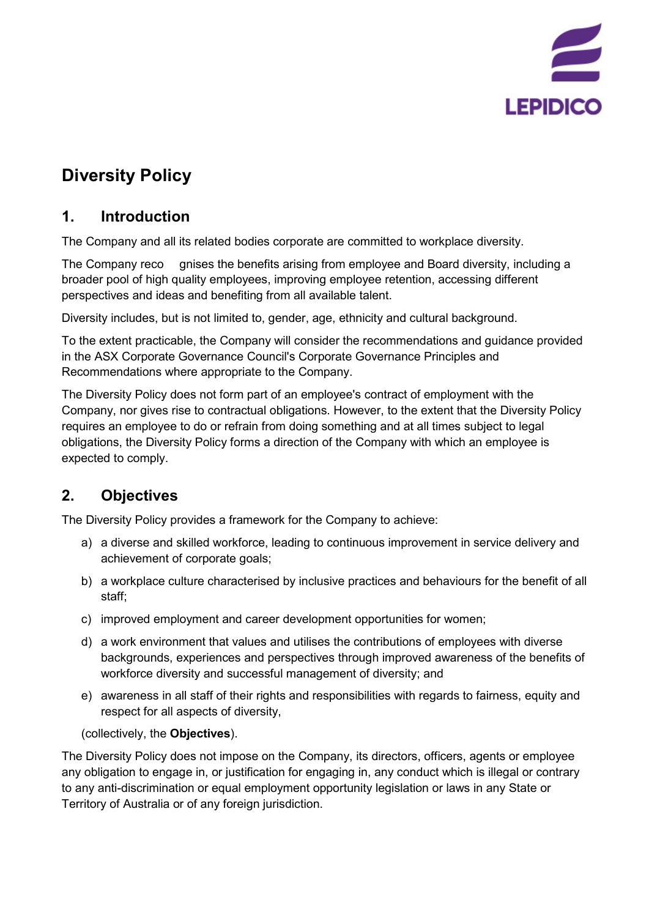# Diversity Policy

## 1. Introduction

The Company and all its related bodies corporate are committed to workplace diversity.

The Company recognises the benefits arising from employee and Board diversity, including a broader pool of high quality employees, improving employee retention, accessing different perspectives and ideas and benefiting from all available talent.

Diversity includes, but is not limited to, gender, age, ethnicity and cultural background.

To the extent practicable, the Company will consider the recommendations and guidance provided in the ASX Corporate Governance Council's Corporate Governance Principles and Recommendations where appropriate to the Company.

The Diversity Policy does not form part of an employee's contract of employment with the Company, nor gives rise to contractual obligations. However, to the extent that the Diversity Policy requires an employee to do or refrain from doing something and at all times subject to legal obligations, the Diversity Policy forms a direction of the Company with which an employee is expected to comply.

## 2. Objectives

The Diversity Policy provides a framework for the Company to achieve:

a) a diverse and skilled workforce, leading to continuous improvement in service delivery and achievement of corporate goals;

b) a workplace culture characterised by inclusive practices and behaviours for the benefit of all staff;

c) improved employment and career development opportunities for women;

d) a work environment that values and utilises the contributions of employees with diverse backgrounds, experiences and perspectives through improved awareness of the benefits of workforce diversity and successful management of diversity; and

e) awareness in all staff of their rights and responsibilities with regards to fairness, equity and respect for all aspects of diversity,

(collectively, the **Objectives**).

The Diversity Policy does not impose on the Company, its directors, officers, agents or employee any obligation to engage in, or justification for engaging in, any conduct which is illegal or contrary to any anti-discrimination or equal employment opportunity legislation or laws in any State or Territory of Australia or of any foreign jurisdiction.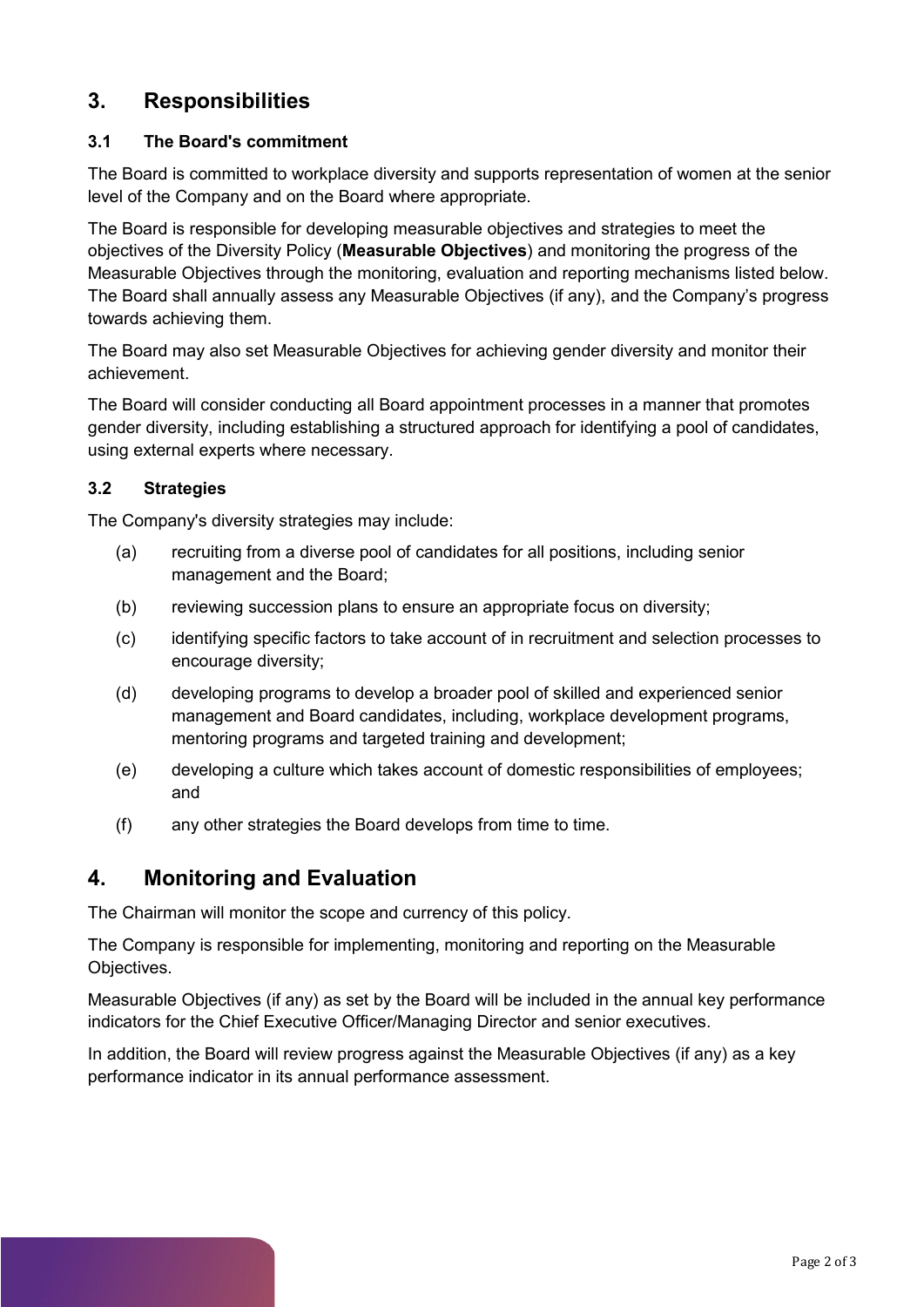## 3. Responsibilities

### 3.1 The Board's commitment

The Board is committed to workplace diversity and supports representation of women at the senior level of the Company and on the Board where appropriate.

The Board is responsible for developing measurable objectives and strategies to meet the objectives of the Diversity Policy (**Measurable Objectives**) and monitoring the progress of the Measurable Objectives through the monitoring, evaluation and reporting mechanisms listed below. The Board shall annually assess any Measurable Objectives (if any), and the Company's progress towards achieving them.

The Board may also set Measurable Objectives for achieving gender diversity and monitor their achievement.

The Board will consider conducting all Board appointment processes in a manner that promotes gender diversity, including establishing a structured approach for identifying a pool of candidates, using external experts where necessary.

### 3.2 Strategies

The Company's diversity strategies may include:

(a) recruiting from a diverse pool of candidates for all positions, including senior management and the Board;

(b) reviewing succession plans to ensure an appropriate focus on diversity;

(c) identifying specific factors to take account of in recruitment and selection processes to encourage diversity;

(d) developing programs to develop a broader pool of skilled and experienced senior management and Board candidates, including, workplace development programs, mentoring programs and targeted training and development;

(e) developing a culture which takes account of domestic responsibilities of employees; and

(f) any other strategies the Board develops from time to time.

## 4. Monitoring and Evaluation

The Chairman will monitor the scope and currency of this policy.

The Company is responsible for implementing, monitoring and reporting on the Measurable Objectives.

Measurable Objectives (if any) as set by the Board will be included in the annual key performance indicators for the Chief Executive Officer/Managing Director and senior executives.

In addition, the Board will review progress against the Measurable Objectives (if any) as a key performance indicator in its annual performance assessment.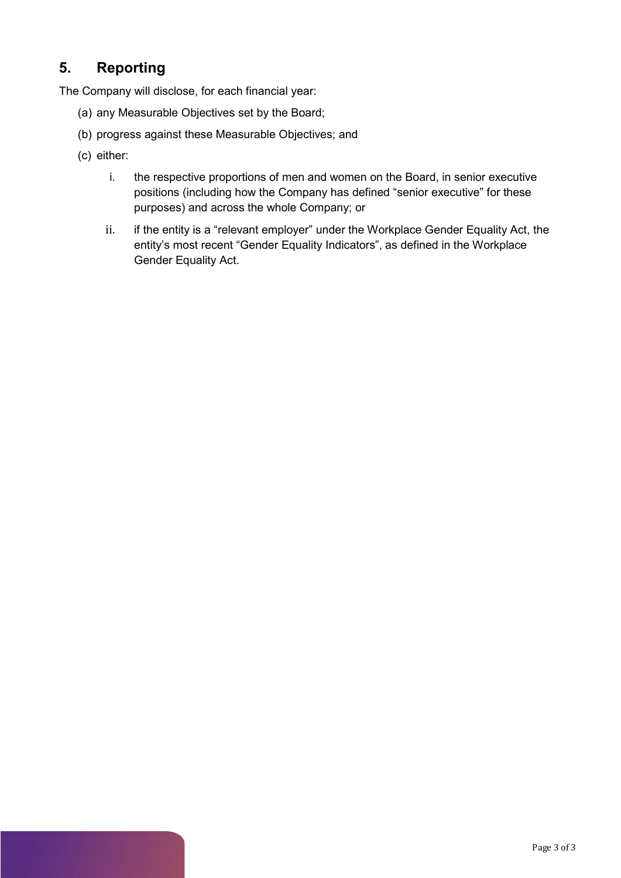## 5. Reporting

The Company will disclose, for each financial year:

(a) any Measurable Objectives set by the Board;

(b) progress against these Measurable Objectives; and

(c) either:

  i. the respective proportions of men and women on the Board, in senior executive positions (including how the Company has defined "senior executive" for these purposes) and across the whole Company; or

  ii. if the entity is a "relevant employer" under the Workplace Gender Equality Act, the entity's most recent "Gender Equality Indicators", as defined in the Workplace Gender Equality Act.